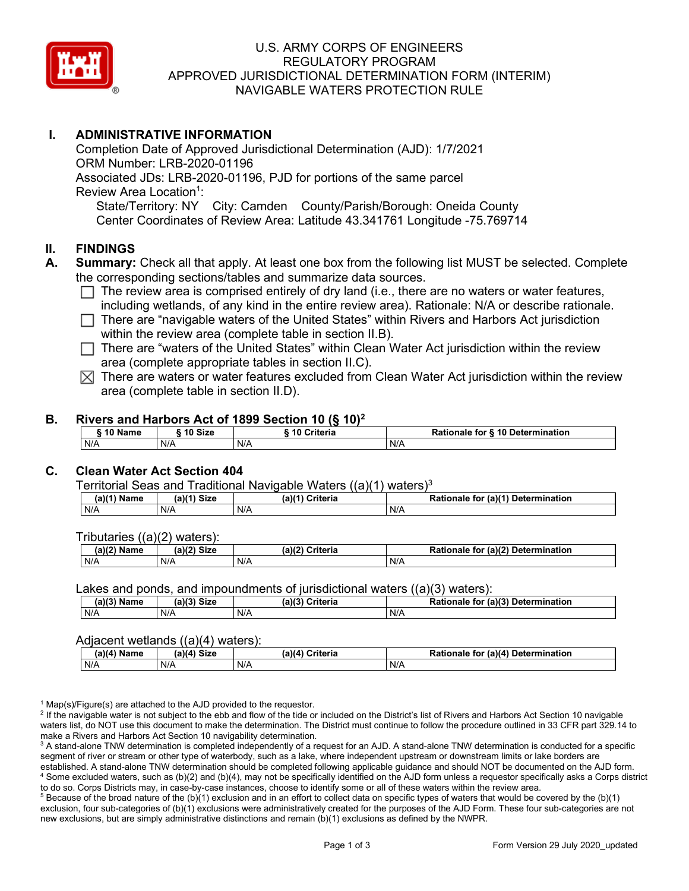# U.S. ARMY CORPS OF ENGINEERS
# REGULATORY PROGRAM
# APPROVED JURISDICTIONAL DETERMINATION FORM (INTERIM)
# NAVIGABLE WATERS PROTECTION RULE

## I. ADMINISTRATIVE INFORMATION

Completion Date of Approved Jurisdictional Determination (AJD): 1/7/2021
ORM Number: LRB-2020-01196
Associated JDs: LRB-2020-01196, PJD for portions of the same parcel
Review Area Location[1]:
State/Territory: NY City: Camden County/Parish/Borough: Oneida County
Center Coordinates of Review Area: Latitude 43.341761 Longitude -75.769714

## II. FINDINGS

**A. Summary:** Check all that apply. At least one box from the following list MUST be selected. Complete the corresponding sections/tables and summarize data sources.

- ☐ The review area is comprised entirely of dry land (i.e., there are no waters or water features, including wetlands, of any kind in the entire review area). Rationale: N/A or describe rationale.
- ☐ There are "navigable waters of the United States" within Rivers and Harbors Act jurisdiction within the review area (complete table in section II.B).
- ☐ There are "waters of the United States" within Clean Water Act jurisdiction within the review area (complete appropriate tables in section II.C).
- ☒ There are waters or water features excluded from Clean Water Act jurisdiction within the review area (complete table in section II.D).

**B. Rivers and Harbors Act of 1899 Section 10 (§ 10)[2]**

| § 10 Name | § 10 Size | § 10 Criteria | Rationale for § 10 Determination |
|---|---|---|---|
| N/A | N/A | N/A | N/A |

**C. Clean Water Act Section 404**

Territorial Seas and Traditional Navigable Waters ((a)(1) waters)[3]

| (a)(1) Name | (a)(1) Size | (a)(1) Criteria | Rationale for (a)(1) Determination |
|---|---|---|---|
| N/A | N/A | N/A | N/A |

Tributaries ((a)(2) waters):

| (a)(2) Name | (a)(2) Size | (a)(2) Criteria | Rationale for (a)(2) Determination |
|---|---|---|---|
| N/A | N/A | N/A | N/A |

Lakes and ponds, and impoundments of jurisdictional waters ((a)(3) waters):

| (a)(3) Name | (a)(3) Size | (a)(3) Criteria | Rationale for (a)(3) Determination |
|---|---|---|---|
| N/A | N/A | N/A | N/A |

Adjacent wetlands ((a)(4) waters):

| (a)(4) Name | (a)(4) Size | (a)(4) Criteria | Rationale for (a)(4) Determination |
|---|---|---|---|
| N/A | N/A | N/A | N/A |

[1] Map(s)/Figure(s) are attached to the AJD provided to the requestor.
[2] If the navigable water is not subject to the ebb and flow of the tide or included on the District's list of Rivers and Harbors Act Section 10 navigable waters list, do NOT use this document to make the determination. The District must continue to follow the procedure outlined in 33 CFR part 329.14 to make a Rivers and Harbors Act Section 10 navigability determination.
[3] A stand-alone TNW determination is completed independently of a request for an AJD. A stand-alone TNW determination is conducted for a specific segment of river or stream or other type of waterbody, such as a lake, where independent upstream or downstream limits or lake borders are established. A stand-alone TNW determination should be completed following applicable guidance and should NOT be documented on the AJD form.
[4] Some excluded waters, such as (b)(2) and (b)(4), may not be specifically identified on the AJD form unless a requestor specifically asks a Corps district to do so. Corps Districts may, in case-by-case instances, choose to identify some or all of these waters within the review area.
[5] Because of the broad nature of the (b)(1) exclusion and in an effort to collect data on specific types of waters that would be covered by the (b)(1) exclusion, four sub-categories of (b)(1) exclusions were administratively created for the purposes of the AJD Form. These four sub-categories are not new exclusions, but are simply administrative distinctions and remain (b)(1) exclusions as defined by the NWPR.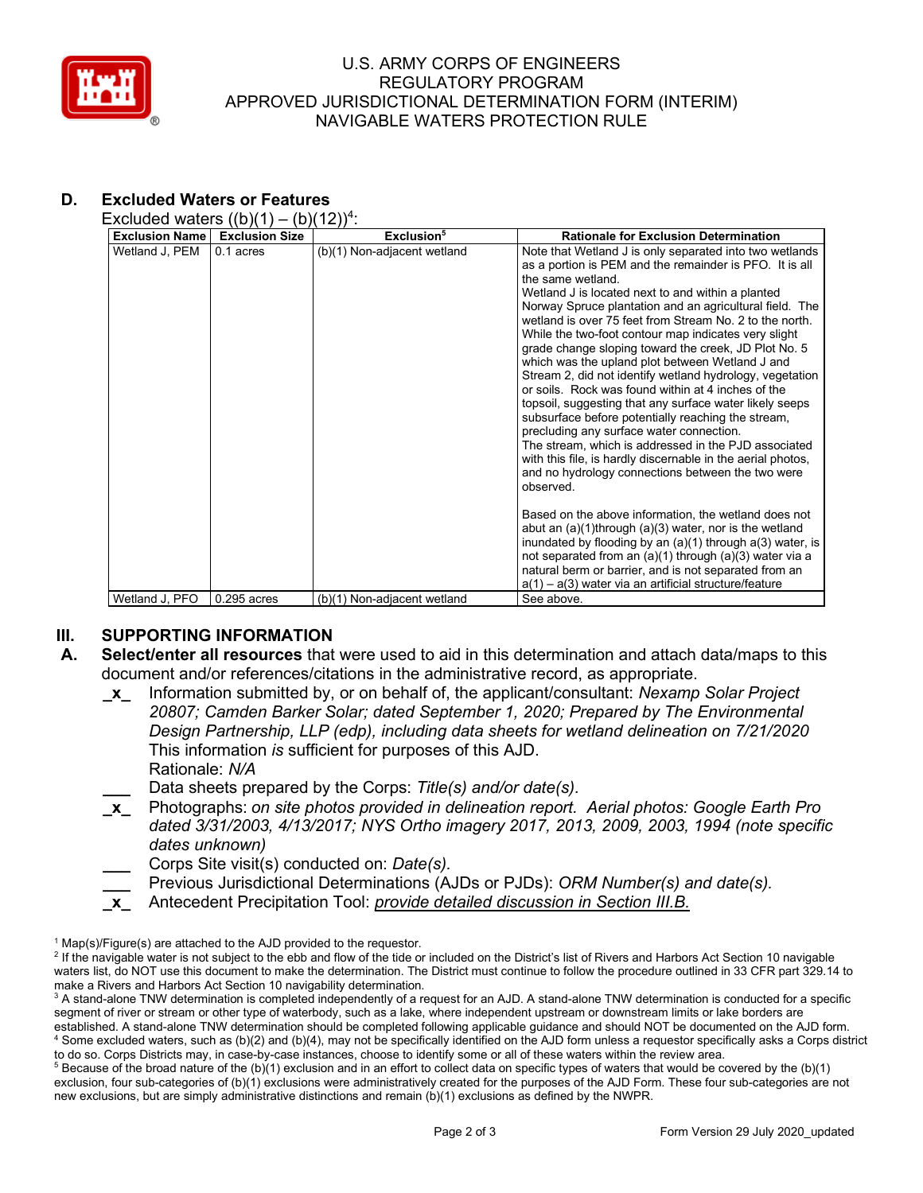## D. Excluded Waters or Features

Excluded waters ((b)(1) – (b)(12))[4]:

| Exclusion Name | Exclusion Size | Exclusion[5] | Rationale for Exclusion Determination |
|---|---|---|---|
| Wetland J, PEM | 0.1 acres | (b)(1) Non-adjacent wetland | Note that Wetland J is only separated into two wetlands as a portion is PEM and the remainder is PFO. It is all the same wetland. Wetland J is located next to and within a planted Norway Spruce plantation and an agricultural field. The wetland is over 75 feet from Stream No. 2 to the north. While the two-foot contour map indicates very slight grade change sloping toward the creek, JD Plot No. 5 which was the upland plot between Wetland J and Stream 2, did not identify wetland hydrology, vegetation or soils. Rock was found within at 4 inches of the topsoil, suggesting that any surface water likely seeps subsurface before potentially reaching the stream, precluding any surface water connection. The stream, which is addressed in the PJD associated with this file, is hardly discernable in the aerial photos, and no hydrology connections between the two were observed. Based on the above information, the wetland does not abut an (a)(1)through (a)(3) water, nor is the wetland inundated by flooding by an (a)(1) through a(3) water, is not separated from an (a)(1) through (a)(3) water via a natural berm or barrier, and is not separated from an a(1) – a(3) water via an artificial structure/feature |
| Wetland J, PFO | 0.295 acres | (b)(1) Non-adjacent wetland | See above. |

# III. SUPPORTING INFORMATION

**A. Select/enter all resources** that were used to aid in this determination and attach data/maps to this document and/or references/citations in the administrative record, as appropriate.

_x_ Information submitted by, or on behalf of, the applicant/consultant: *Nexamp Solar Project 20807; Camden Barker Solar; dated September 1, 2020; Prepared by The Environmental Design Partnership, LLP (edp), including data sheets for wetland delineation on 7/21/2020*
This information *is* sufficient for purposes of this AJD.
Rationale: *N/A*

___ Data sheets prepared by the Corps: *Title(s) and/or date(s).*

_x_ Photographs: *on site photos provided in delineation report. Aerial photos: Google Earth Pro dated 3/31/2003, 4/13/2017; NYS Ortho imagery 2017, 2013, 2009, 2003, 1994 (note specific dates unknown)*

___ Corps Site visit(s) conducted on: *Date(s).*

___ Previous Jurisdictional Determinations (AJDs or PJDs): *ORM Number(s) and date(s).*

_x_ Antecedent Precipitation Tool: *provide detailed discussion in Section III.B.*

---

[1] Map(s)/Figure(s) are attached to the AJD provided to the requestor.

[2] If the navigable water is not subject to the ebb and flow of the tide or included on the District's list of Rivers and Harbors Act Section 10 navigable waters list, do NOT use this document to make the determination. The District must continue to follow the procedure outlined in 33 CFR part 329.14 to make a Rivers and Harbors Act Section 10 navigability determination.

[3] A stand-alone TNW determination is completed independently of a request for an AJD. A stand-alone TNW determination is conducted for a specific segment of river or stream or other type of waterbody, such as a lake, where independent upstream or downstream limits or lake borders are established. A stand-alone TNW determination should be completed following applicable guidance and should NOT be documented on the AJD form.

[4] Some excluded waters, such as (b)(2) and (b)(4), may not be specifically identified on the AJD form unless a requestor specifically asks a Corps district to do so. Corps Districts may, in case-by-case instances, choose to identify some or all of these waters within the review area.

[5] Because of the broad nature of the (b)(1) exclusion and in an effort to collect data on specific types of waters that would be covered by the (b)(1) exclusion, four sub-categories of (b)(1) exclusions were administratively created for the purposes of the AJD Form. These four sub-categories are not new exclusions, but are simply administrative distinctions and remain (b)(1) exclusions as defined by the NWPR.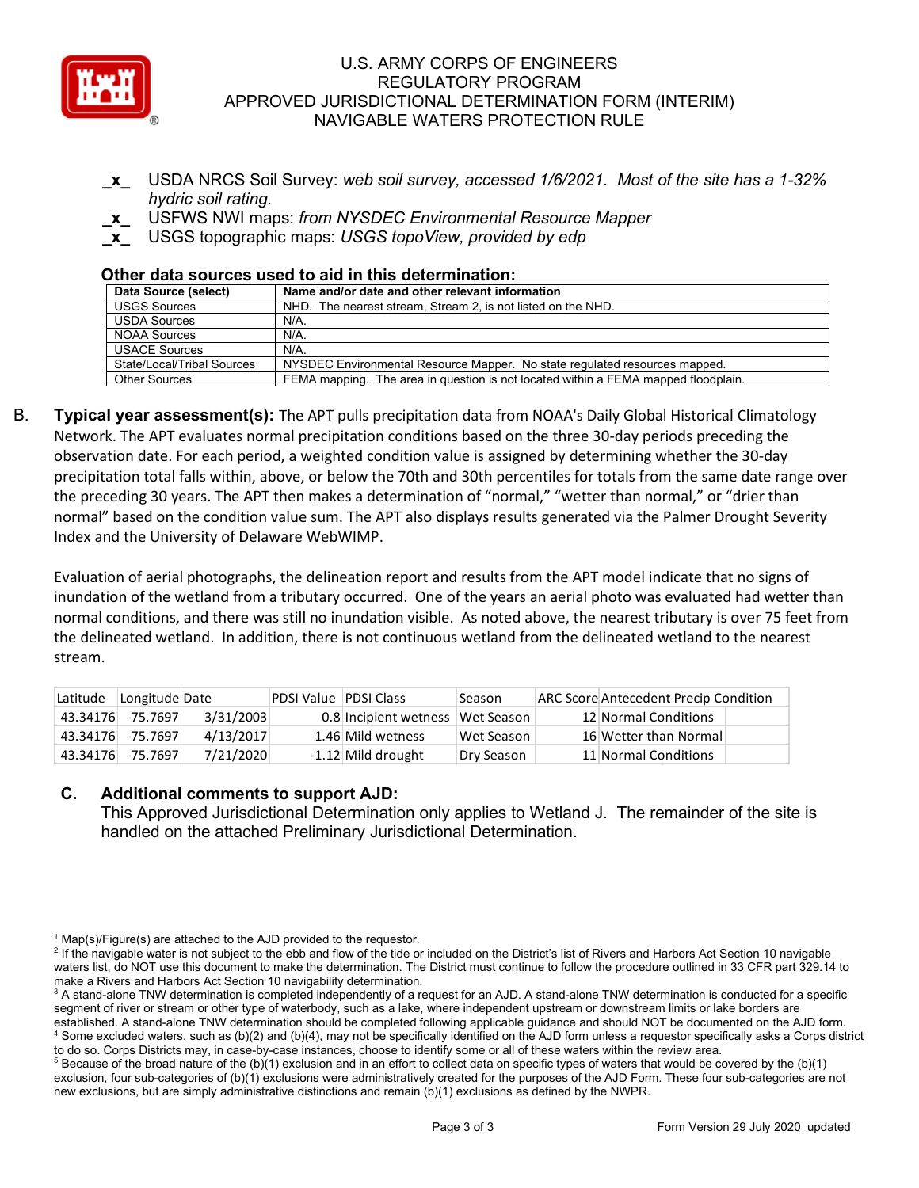_x_ USDA NRCS Soil Survey: *web soil survey, accessed 1/6/2021. Most of the site has a 1-32% hydric soil rating.*
_x_ USFWS NWI maps: *from NYSDEC Environmental Resource Mapper*
_x_ USGS topographic maps: *USGS topoView, provided by edp*

### Other data sources used to aid in this determination:

| Data Source (select) | Name and/or date and other relevant information |
|---|---|
| USGS Sources | NHD. The nearest stream, Stream 2, is not listed on the NHD. |
| USDA Sources | N/A. |
| NOAA Sources | N/A. |
| USACE Sources | N/A. |
| State/Local/Tribal Sources | NYSDEC Environmental Resource Mapper. No state regulated resources mapped. |
| Other Sources | FEMA mapping. The area in question is not located within a FEMA mapped floodplain. |

B. **Typical year assessment(s):** The APT pulls precipitation data from NOAA's Daily Global Historical Climatology Network. The APT evaluates normal precipitation conditions based on the three 30-day periods preceding the observation date. For each period, a weighted condition value is assigned by determining whether the 30-day precipitation total falls within, above, or below the 70th and 30th percentiles for totals from the same date range over the preceding 30 years. The APT then makes a determination of "normal," "wetter than normal," or "drier than normal" based on the condition value sum. The APT also displays results generated via the Palmer Drought Severity Index and the University of Delaware WebWIMP.

Evaluation of aerial photographs, the delineation report and results from the APT model indicate that no signs of inundation of the wetland from a tributary occurred. One of the years an aerial photo was evaluated had wetter than normal conditions, and there was still no inundation visible. As noted above, the nearest tributary is over 75 feet from the delineated wetland. In addition, there is not continuous wetland from the delineated wetland to the nearest stream.

| Latitude | Longitude | Date | PDSI Value | PDSI Class | Season | ARC Score | Antecedent Precip Condition |
|---|---|---|---|---|---|---|---|
| 43.34176 | -75.7697 | 3/31/2003 | 0.8 | Incipient wetness | Wet Season | 12 | Normal Conditions |
| 43.34176 | -75.7697 | 4/13/2017 | 1.46 | Mild wetness | Wet Season | 16 | Wetter than Normal |
| 43.34176 | -75.7697 | 7/21/2020 | -1.12 | Mild drought | Dry Season | 11 | Normal Conditions |

C. **Additional comments to support AJD:**
This Approved Jurisdictional Determination only applies to Wetland J. The remainder of the site is handled on the attached Preliminary Jurisdictional Determination.

[1] Map(s)/Figure(s) are attached to the AJD provided to the requestor.
[2] If the navigable water is not subject to the ebb and flow of the tide or included on the District's list of Rivers and Harbors Act Section 10 navigable waters list, do NOT use this document to make the determination. The District must continue to follow the procedure outlined in 33 CFR part 329.14 to make a Rivers and Harbors Act Section 10 navigability determination.
[3] A stand-alone TNW determination is completed independently of a request for an AJD. A stand-alone TNW determination is conducted for a specific segment of river or stream or other type of waterbody, such as a lake, where independent upstream or downstream limits or lake borders are established. A stand-alone TNW determination should be completed following applicable guidance and should NOT be documented on the AJD form.
[4] Some excluded waters, such as (b)(2) and (b)(4), may not be specifically identified on the AJD form unless a requestor specifically asks a Corps district to do so. Corps Districts may, in case-by-case instances, choose to identify some or all of these waters within the review area.
[5] Because of the broad nature of the (b)(1) exclusion and in an effort to collect data on specific types of waters that would be covered by the (b)(1) exclusion, four sub-categories of (b)(1) exclusions were administratively created for the purposes of the AJD Form. These four sub-categories are not new exclusions, but are simply administrative distinctions and remain (b)(1) exclusions as defined by the NWPR.